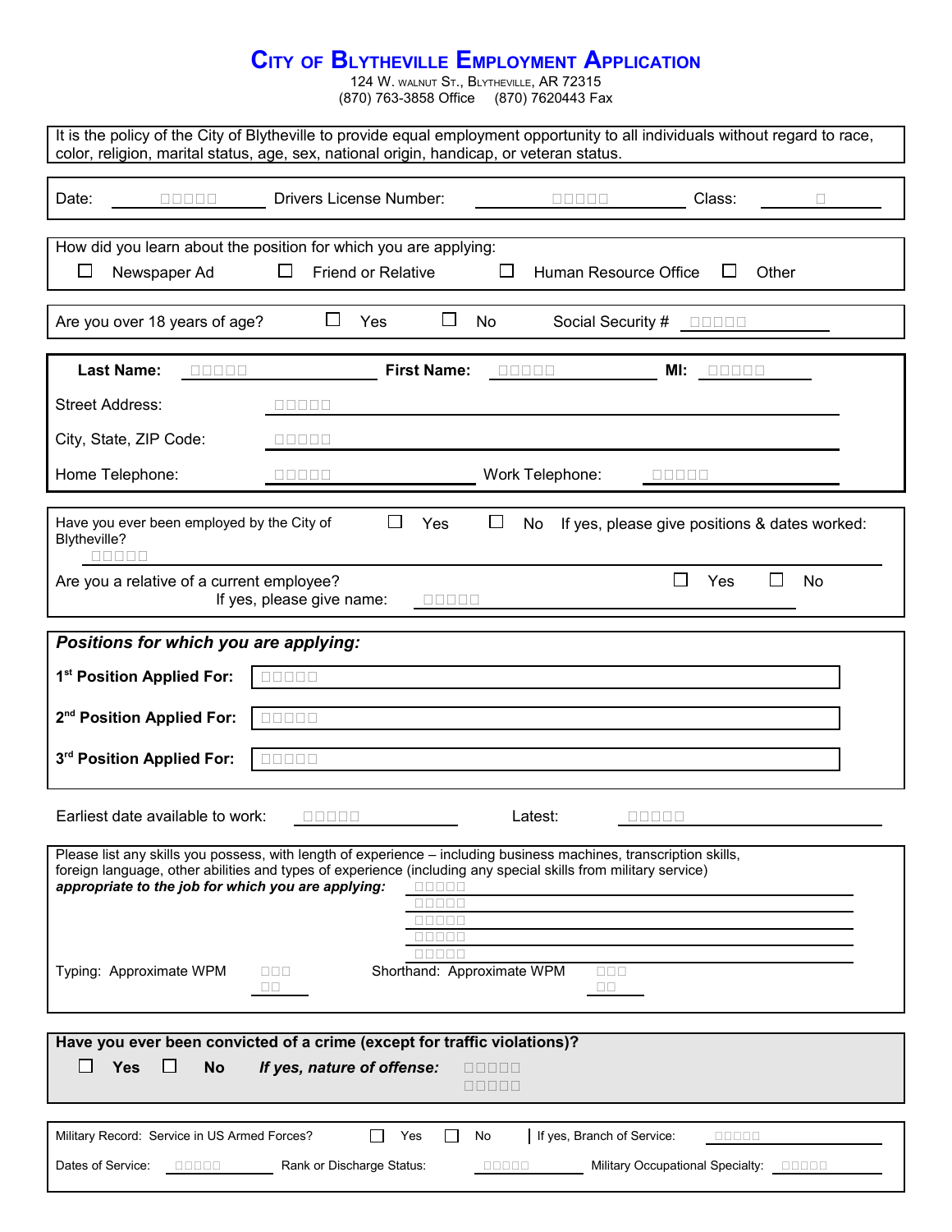# City of Blytheville Employment Application

124 W. Walnut St., Blytheville, AR 72315
(870) 763-3858 Office (870) 7620443 Fax

It is the policy of the City of Blytheville to provide equal employment opportunity to all individuals without regard to race, color, religion, marital status, age, sex, national origin, handicap, or veteran status.

Date: ________ Drivers License Number: ________ Class: ____

How did you learn about the position for which you are applying:

☐ Newspaper Ad ☐ Friend or Relative ☐ Human Resource Office ☐ Other

Are you over 18 years of age? ☐ Yes ☐ No Social Security # ________

**Last Name:** ________ **First Name:** ________ **MI:** ________

Street Address: ________

City, State, ZIP Code: ________

Home Telephone: ________ Work Telephone: ________

Have you ever been employed by the City of Blytheville? ☐ Yes ☐ No If yes, please give positions & dates worked: ________

Are you a relative of a current employee? ☐ Yes ☐ No
If yes, please give name: ________

***Positions for which you are applying:***

**1st Position Applied For:** ________

**2nd Position Applied For:** ________

**3rd Position Applied For:** ________

Earliest date available to work: ________ Latest: ________

Please list any skills you possess, with length of experience – including business machines, transcription skills, foreign language, other abilities and types of experience (including any special skills from military service) ***appropriate to the job for which you are applying:***

________
________
________
________
________

Typing: Approximate WPM ________ Shorthand: Approximate WPM ________

**Have you ever been convicted of a crime (except for traffic violations)?**

☐ **Yes** ☐ **No** ***If yes, nature of offense:*** ________

Military Record: Service in US Armed Forces? ☐ Yes ☐ No | If yes, Branch of Service: ________

Dates of Service: ________ Rank or Discharge Status: ________ Military Occupational Specialty: ________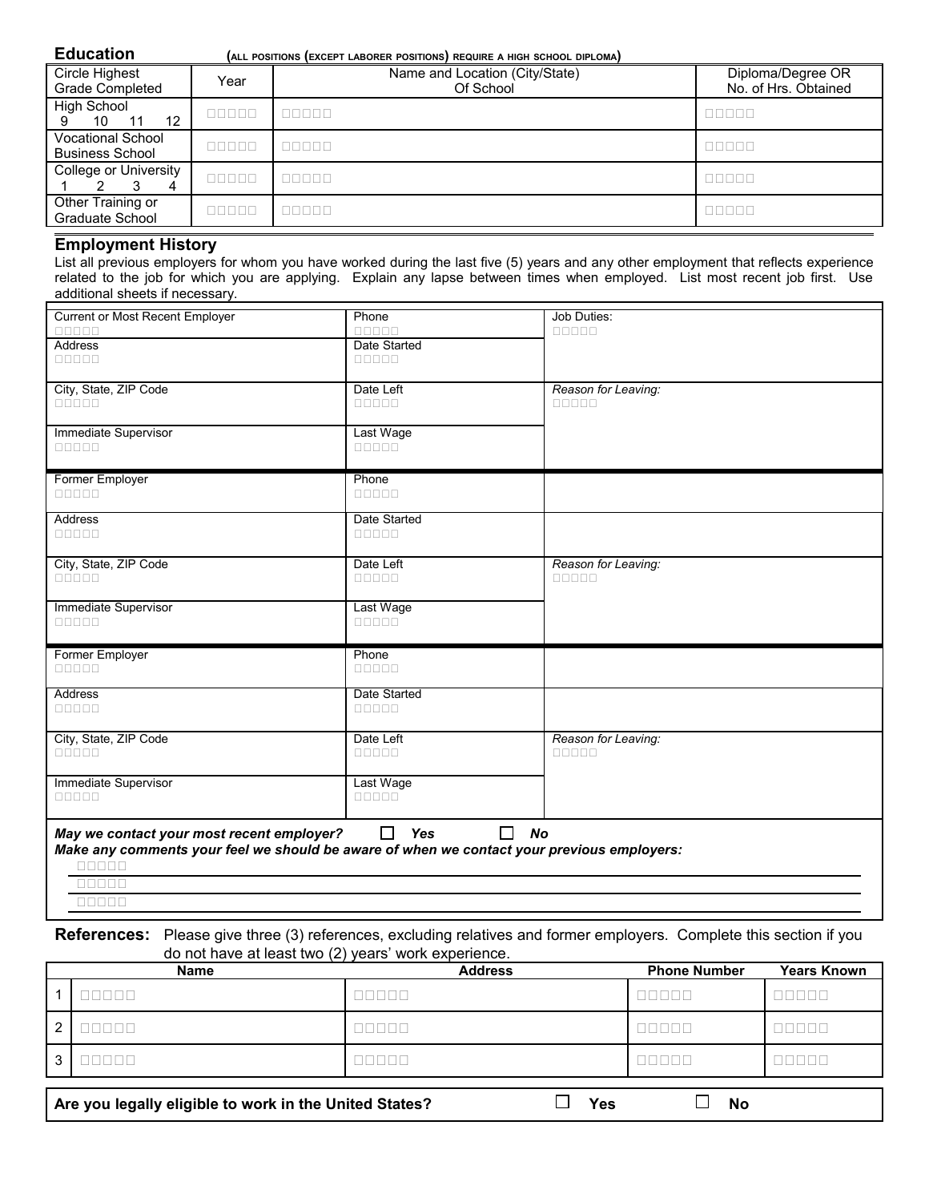## Education

(ALL POSITIONS (EXCEPT LABORER POSITIONS) REQUIRE A HIGH SCHOOL DIPLOMA)

| Circle Highest Grade Completed | Year | Name and Location (City/State) Of School | Diploma/Degree OR No. of Hrs. Obtained |
|---|---|---|---|
| High School 9 10 11 12 | ▯▯▯▯▯ | ▯▯▯▯▯ | ▯▯▯▯▯ |
| Vocational School Business School | ▯▯▯▯▯ | ▯▯▯▯▯ | ▯▯▯▯▯ |
| College or University 1 2 3 4 | ▯▯▯▯▯ | ▯▯▯▯▯ | ▯▯▯▯▯ |
| Other Training or Graduate School | ▯▯▯▯▯ | ▯▯▯▯▯ | ▯▯▯▯▯ |

## Employment History

List all previous employers for whom you have worked during the last five (5) years and any other employment that reflects experience related to the job for which you are applying. Explain any lapse between times when employed. List most recent job first. Use additional sheets if necessary.

| | | |
|---|---|---|
| Current or Most Recent Employer ▯▯▯▯▯ | Phone ▯▯▯▯▯ | Job Duties: ▯▯▯▯▯ |
| Address ▯▯▯▯▯ | Date Started ▯▯▯▯▯ | |
| City, State, ZIP Code ▯▯▯▯▯ | Date Left ▯▯▯▯▯ | *Reason for Leaving:* ▯▯▯▯▯ |
| Immediate Supervisor ▯▯▯▯▯ | Last Wage ▯▯▯▯▯ | |
| Former Employer ▯▯▯▯▯ | Phone ▯▯▯▯▯ | |
| Address ▯▯▯▯▯ | Date Started ▯▯▯▯▯ | |
| City, State, ZIP Code ▯▯▯▯▯ | Date Left ▯▯▯▯▯ | *Reason for Leaving:* ▯▯▯▯▯ |
| Immediate Supervisor ▯▯▯▯▯ | Last Wage ▯▯▯▯▯ | |
| Former Employer ▯▯▯▯▯ | Phone ▯▯▯▯▯ | |
| Address ▯▯▯▯▯ | Date Started ▯▯▯▯▯ | |
| City, State, ZIP Code ▯▯▯▯▯ | Date Left ▯▯▯▯▯ | *Reason for Leaving:* ▯▯▯▯▯ |
| Immediate Supervisor ▯▯▯▯▯ | Last Wage ▯▯▯▯▯ | |

***May we contact your most recent employer?*** ☐ ***Yes*** ☐ ***No***

***Make any comments your feel we should be aware of when we contact your previous employers:***

▯▯▯▯▯

▯▯▯▯▯

▯▯▯▯▯

**References:** Please give three (3) references, excluding relatives and former employers. Complete this section if you do not have at least two (2) years' work experience.

| | Name | Address | Phone Number | Years Known |
|---|---|---|---|---|
| 1 | ▯▯▯▯▯ | ▯▯▯▯▯ | ▯▯▯▯▯ | ▯▯▯▯▯ |
| 2 | ▯▯▯▯▯ | ▯▯▯▯▯ | ▯▯▯▯▯ | ▯▯▯▯▯ |
| 3 | ▯▯▯▯▯ | ▯▯▯▯▯ | ▯▯▯▯▯ | ▯▯▯▯▯ |

**Are you legally eligible to work in the United States?** ☐ **Yes** ☐ **No**